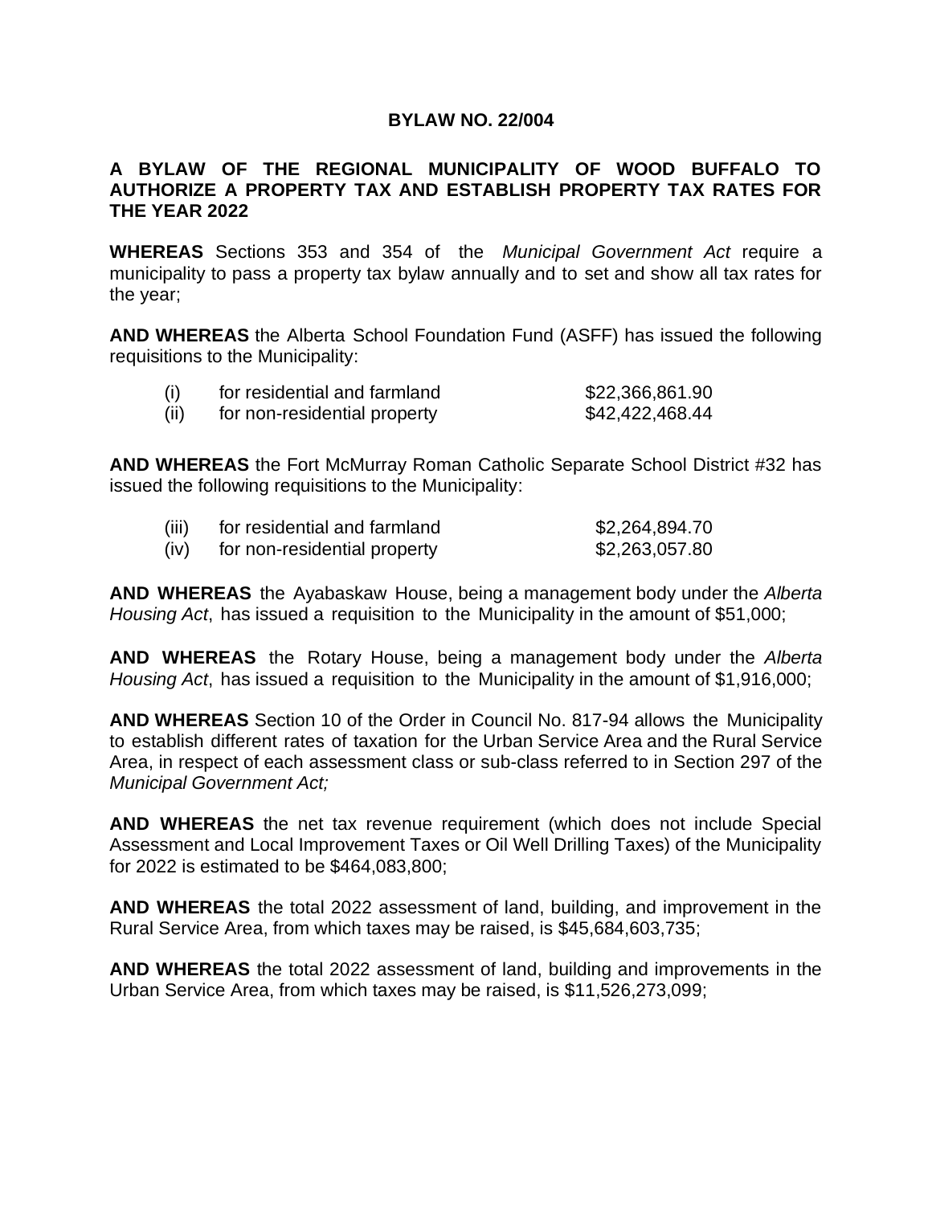# BYLAW NO. 22/004

## A BYLAW OF THE REGIONAL MUNICIPALITY OF WOOD BUFFALO TO AUTHORIZE A PROPERTY TAX AND ESTABLISH PROPERTY TAX RATES FOR THE YEAR 2022

**WHEREAS** Sections 353 and 354 of the *Municipal Government Act* require a municipality to pass a property tax bylaw annually and to set and show all tax rates for the year;

**AND WHEREAS** the Alberta School Foundation Fund (ASFF) has issued the following requisitions to the Municipality:

| | | |
|---|---|---|
| (i) | for residential and farmland | \$22,366,861.90 |
| (ii) | for non-residential property | \$42,422,468.44 |

**AND WHEREAS** the Fort McMurray Roman Catholic Separate School District #32 has issued the following requisitions to the Municipality:

| | | |
|---|---|---|
| (iii) | for residential and farmland | \$2,264,894.70 |
| (iv) | for non-residential property | \$2,263,057.80 |

**AND WHEREAS** the Ayabaskaw House, being a management body under the *Alberta Housing Act*, has issued a requisition to the Municipality in the amount of \$51,000;

**AND WHEREAS** the Rotary House, being a management body under the *Alberta Housing Act*, has issued a requisition to the Municipality in the amount of \$1,916,000;

**AND WHEREAS** Section 10 of the Order in Council No. 817-94 allows the Municipality to establish different rates of taxation for the Urban Service Area and the Rural Service Area, in respect of each assessment class or sub-class referred to in Section 297 of the *Municipal Government Act;*

**AND WHEREAS** the net tax revenue requirement (which does not include Special Assessment and Local Improvement Taxes or Oil Well Drilling Taxes) of the Municipality for 2022 is estimated to be \$464,083,800;

**AND WHEREAS** the total 2022 assessment of land, building, and improvement in the Rural Service Area, from which taxes may be raised, is \$45,684,603,735;

**AND WHEREAS** the total 2022 assessment of land, building and improvements in the Urban Service Area, from which taxes may be raised, is \$11,526,273,099;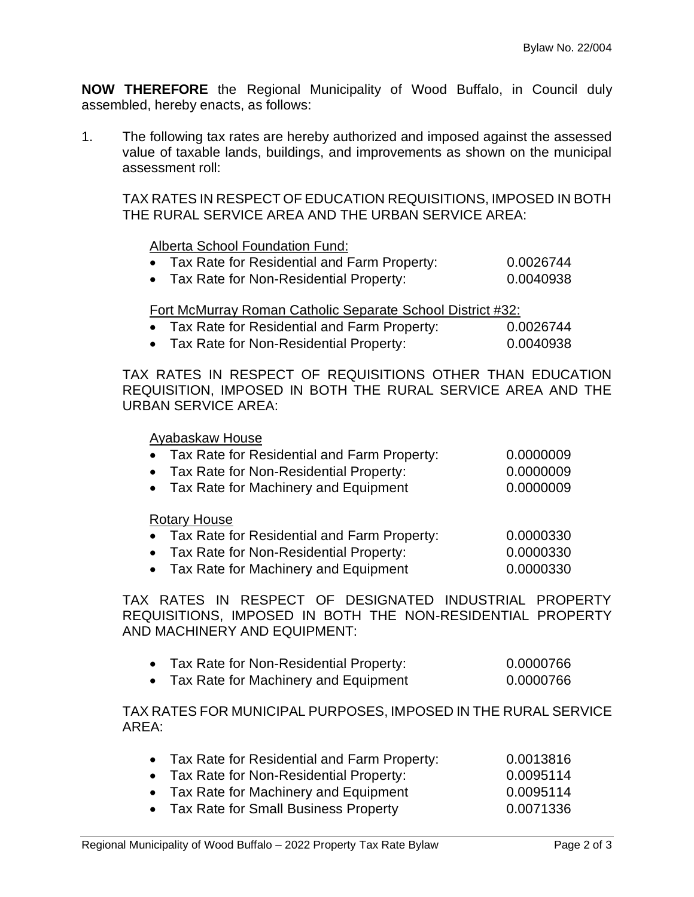**NOW THEREFORE** the Regional Municipality of Wood Buffalo, in Council duly assembled, hereby enacts, as follows:

1. The following tax rates are hereby authorized and imposed against the assessed value of taxable lands, buildings, and improvements as shown on the municipal assessment roll:

TAX RATES IN RESPECT OF EDUCATION REQUISITIONS, IMPOSED IN BOTH THE RURAL SERVICE AREA AND THE URBAN SERVICE AREA:

Alberta School Foundation Fund:

- Tax Rate for Residential and Farm Property: 0.0026744
- Tax Rate for Non-Residential Property: 0.0040938

Fort McMurray Roman Catholic Separate School District #32:

- Tax Rate for Residential and Farm Property: 0.0026744
- Tax Rate for Non-Residential Property: 0.0040938

TAX RATES IN RESPECT OF REQUISITIONS OTHER THAN EDUCATION REQUISITION, IMPOSED IN BOTH THE RURAL SERVICE AREA AND THE URBAN SERVICE AREA:

Ayabaskaw House

- Tax Rate for Residential and Farm Property: 0.0000009
- Tax Rate for Non-Residential Property: 0.0000009
- Tax Rate for Machinery and Equipment 0.0000009

Rotary House

- Tax Rate for Residential and Farm Property: 0.0000330
- Tax Rate for Non-Residential Property: 0.0000330
- Tax Rate for Machinery and Equipment 0.0000330

TAX RATES IN RESPECT OF DESIGNATED INDUSTRIAL PROPERTY REQUISITIONS, IMPOSED IN BOTH THE NON-RESIDENTIAL PROPERTY AND MACHINERY AND EQUIPMENT:

- Tax Rate for Non-Residential Property: 0.0000766
- Tax Rate for Machinery and Equipment 0.0000766

TAX RATES FOR MUNICIPAL PURPOSES, IMPOSED IN THE RURAL SERVICE AREA:

- Tax Rate for Residential and Farm Property: 0.0013816
- Tax Rate for Non-Residential Property: 0.0095114
- Tax Rate for Machinery and Equipment 0.0095114
- Tax Rate for Small Business Property 0.0071336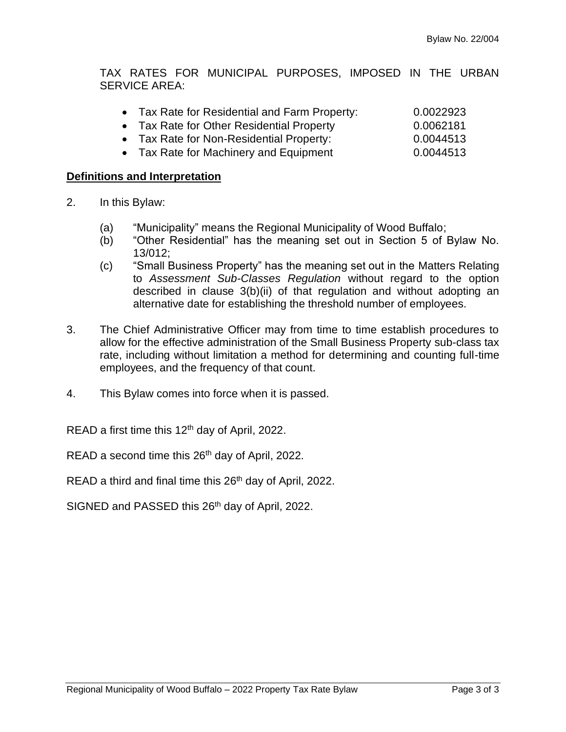TAX RATES FOR MUNICIPAL PURPOSES, IMPOSED IN THE URBAN SERVICE AREA:

| | |
|---|---|
| • Tax Rate for Residential and Farm Property: | 0.0022923 |
| • Tax Rate for Other Residential Property | 0.0062181 |
| • Tax Rate for Non-Residential Property: | 0.0044513 |
| • Tax Rate for Machinery and Equipment | 0.0044513 |

**Definitions and Interpretation**

2. In this Bylaw:

   (a) "Municipality" means the Regional Municipality of Wood Buffalo;

   (b) "Other Residential" has the meaning set out in Section 5 of Bylaw No. 13/012;

   (c) "Small Business Property" has the meaning set out in the Matters Relating to *Assessment Sub-Classes Regulation* without regard to the option described in clause 3(b)(ii) of that regulation and without adopting an alternative date for establishing the threshold number of employees.

3. The Chief Administrative Officer may from time to time establish procedures to allow for the effective administration of the Small Business Property sub-class tax rate, including without limitation a method for determining and counting full-time employees, and the frequency of that count.

4. This Bylaw comes into force when it is passed.

READ a first time this 12th day of April, 2022.

READ a second time this 26th day of April, 2022.

READ a third and final time this 26th day of April, 2022.

SIGNED and PASSED this 26th day of April, 2022.